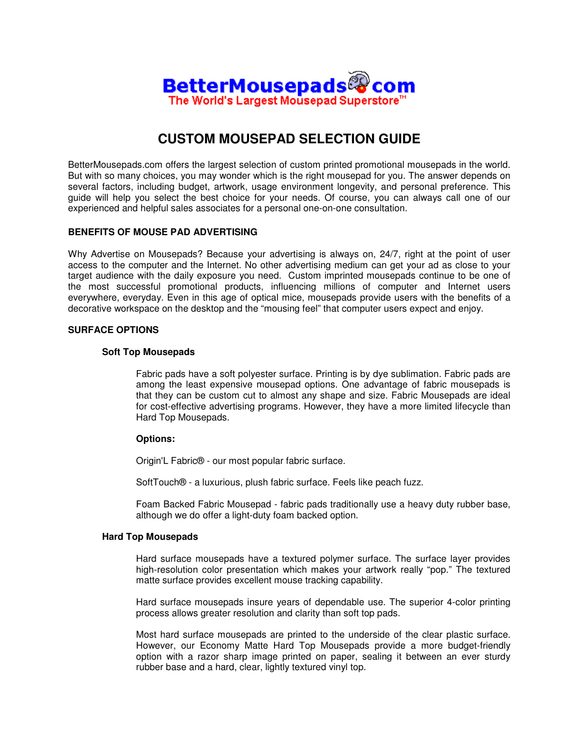BetterMousepads.com
The World's Largest Mousepad Superstore™

# CUSTOM MOUSEPAD SELECTION GUIDE

BetterMousepads.com offers the largest selection of custom printed promotional mousepads in the world. But with so many choices, you may wonder which is the right mousepad for you. The answer depends on several factors, including budget, artwork, usage environment longevity, and personal preference. This guide will help you select the best choice for your needs. Of course, you can always call one of our experienced and helpful sales associates for a personal one-on-one consultation.

## BENEFITS OF MOUSE PAD ADVERTISING

Why Advertise on Mousepads? Because your advertising is always on, 24/7, right at the point of user access to the computer and the Internet. No other advertising medium can get your ad as close to your target audience with the daily exposure you need. Custom imprinted mousepads continue to be one of the most successful promotional products, influencing millions of computer and Internet users everywhere, everyday. Even in this age of optical mice, mousepads provide users with the benefits of a decorative workspace on the desktop and the "mousing feel" that computer users expect and enjoy.

## SURFACE OPTIONS

### Soft Top Mousepads

Fabric pads have a soft polyester surface. Printing is by dye sublimation. Fabric pads are among the least expensive mousepad options. One advantage of fabric mousepads is that they can be custom cut to almost any shape and size. Fabric Mousepads are ideal for cost-effective advertising programs. However, they have a more limited lifecycle than Hard Top Mousepads.

**Options:**

Origin'L Fabric® - our most popular fabric surface.

SoftTouch® - a luxurious, plush fabric surface. Feels like peach fuzz.

Foam Backed Fabric Mousepad - fabric pads traditionally use a heavy duty rubber base, although we do offer a light-duty foam backed option.

### Hard Top Mousepads

Hard surface mousepads have a textured polymer surface. The surface layer provides high-resolution color presentation which makes your artwork really "pop." The textured matte surface provides excellent mouse tracking capability.

Hard surface mousepads insure years of dependable use. The superior 4-color printing process allows greater resolution and clarity than soft top pads.

Most hard surface mousepads are printed to the underside of the clear plastic surface. However, our Economy Matte Hard Top Mousepads provide a more budget-friendly option with a razor sharp image printed on paper, sealing it between an ever sturdy rubber base and a hard, clear, lightly textured vinyl top.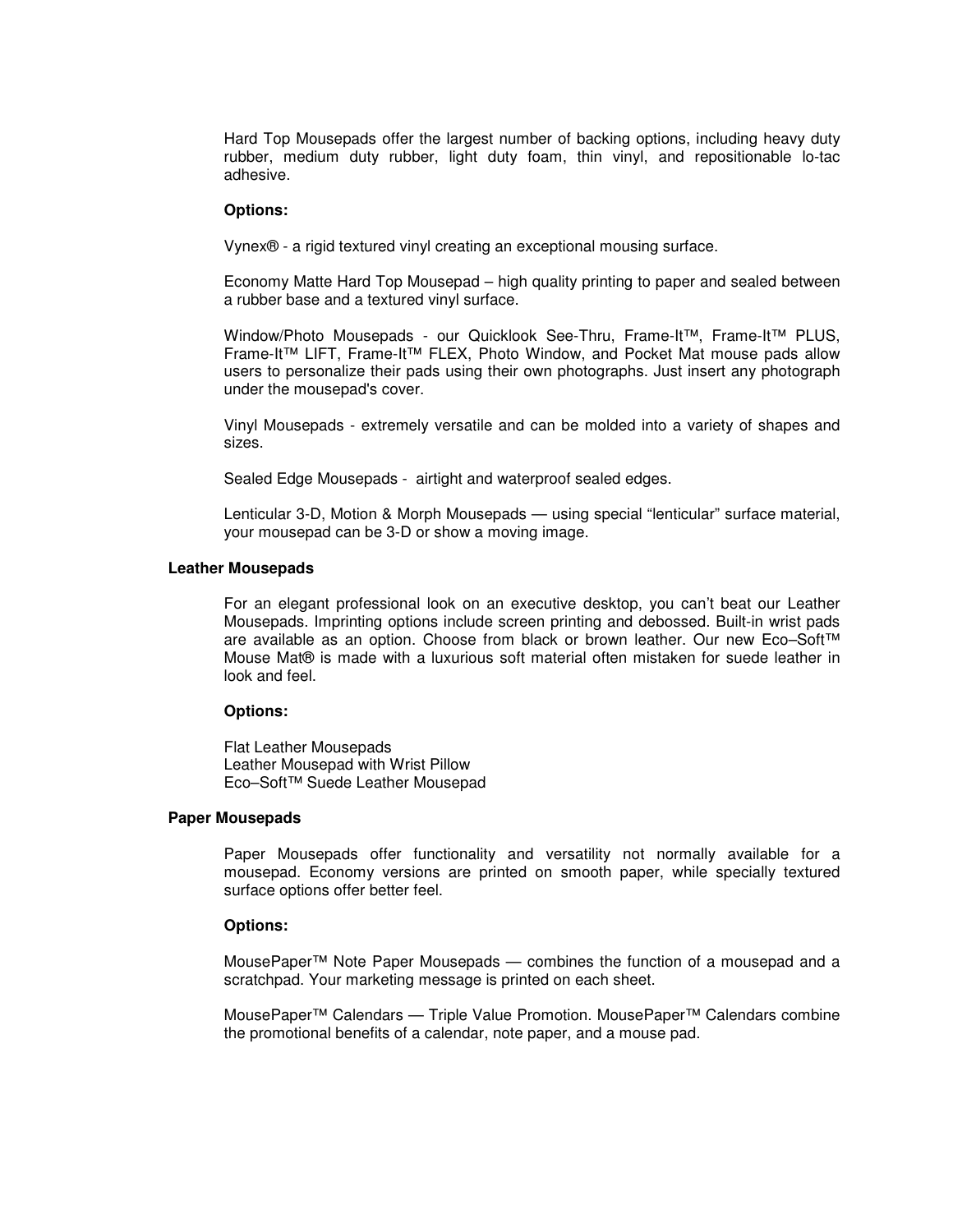Hard Top Mousepads offer the largest number of backing options, including heavy duty rubber, medium duty rubber, light duty foam, thin vinyl, and repositionable lo-tac adhesive.

**Options:**

Vynex® - a rigid textured vinyl creating an exceptional mousing surface.

Economy Matte Hard Top Mousepad – high quality printing to paper and sealed between a rubber base and a textured vinyl surface.

Window/Photo Mousepads - our Quicklook See-Thru, Frame-It™, Frame-It™ PLUS, Frame-It™ LIFT, Frame-It™ FLEX, Photo Window, and Pocket Mat mouse pads allow users to personalize their pads using their own photographs. Just insert any photograph under the mousepad's cover.

Vinyl Mousepads - extremely versatile and can be molded into a variety of shapes and sizes.

Sealed Edge Mousepads - airtight and waterproof sealed edges.

Lenticular 3-D, Motion & Morph Mousepads — using special "lenticular" surface material, your mousepad can be 3-D or show a moving image.

**Leather Mousepads**

For an elegant professional look on an executive desktop, you can't beat our Leather Mousepads. Imprinting options include screen printing and debossed. Built-in wrist pads are available as an option. Choose from black or brown leather. Our new Eco–Soft™ Mouse Mat® is made with a luxurious soft material often mistaken for suede leather in look and feel.

**Options:**

Flat Leather Mousepads
Leather Mousepad with Wrist Pillow
Eco–Soft™ Suede Leather Mousepad

**Paper Mousepads**

Paper Mousepads offer functionality and versatility not normally available for a mousepad. Economy versions are printed on smooth paper, while specially textured surface options offer better feel.

**Options:**

MousePaper™ Note Paper Mousepads — combines the function of a mousepad and a scratchpad. Your marketing message is printed on each sheet.

MousePaper™ Calendars — Triple Value Promotion. MousePaper™ Calendars combine the promotional benefits of a calendar, note paper, and a mouse pad.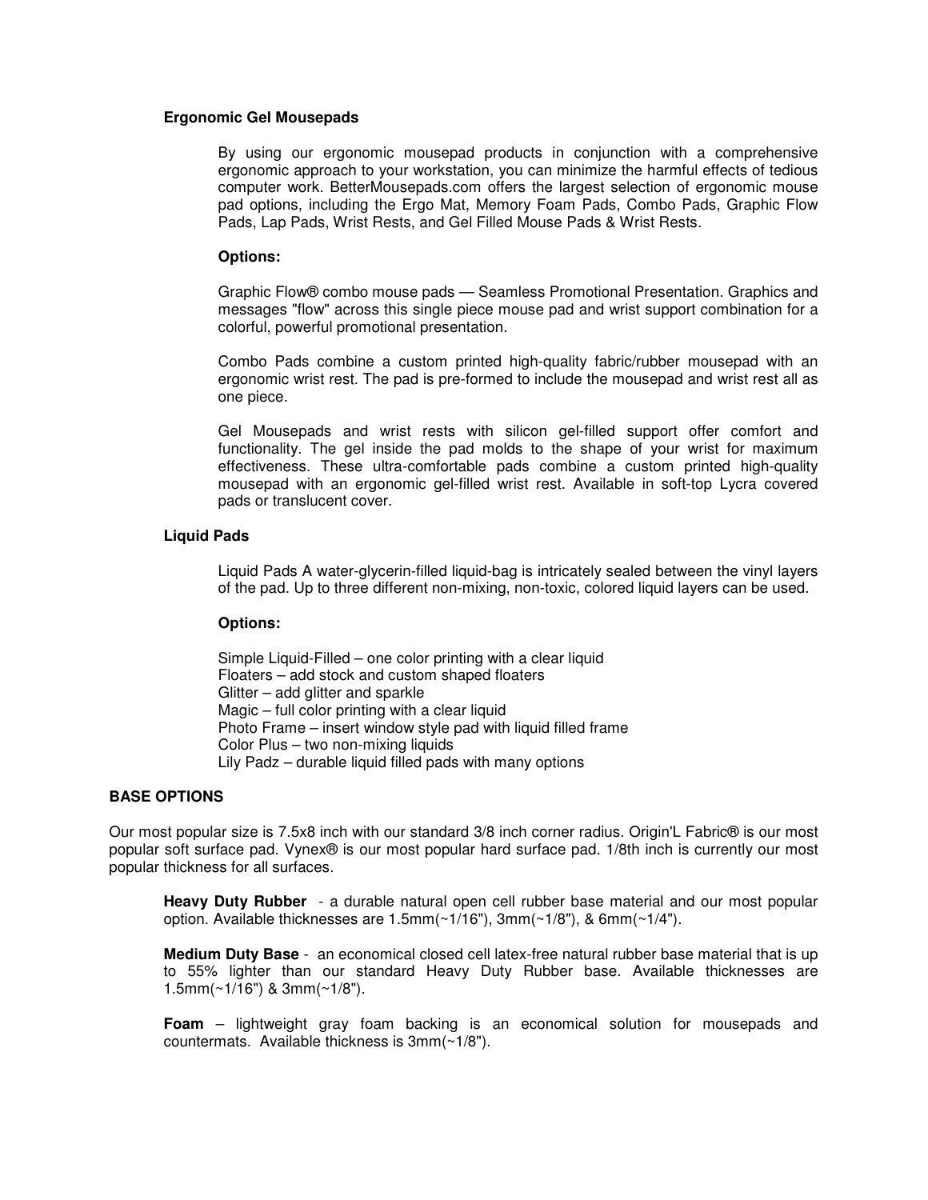### Ergonomic Gel Mousepads

By using our ergonomic mousepad products in conjunction with a comprehensive ergonomic approach to your workstation, you can minimize the harmful effects of tedious computer work. BetterMousepads.com offers the largest selection of ergonomic mouse pad options, including the Ergo Mat, Memory Foam Pads, Combo Pads, Graphic Flow Pads, Lap Pads, Wrist Rests, and Gel Filled Mouse Pads & Wrist Rests.

**Options:**

Graphic Flow® combo mouse pads — Seamless Promotional Presentation. Graphics and messages "flow" across this single piece mouse pad and wrist support combination for a colorful, powerful promotional presentation.

Combo Pads combine a custom printed high-quality fabric/rubber mousepad with an ergonomic wrist rest. The pad is pre-formed to include the mousepad and wrist rest all as one piece.

Gel Mousepads and wrist rests with silicon gel-filled support offer comfort and functionality. The gel inside the pad molds to the shape of your wrist for maximum effectiveness. These ultra-comfortable pads combine a custom printed high-quality mousepad with an ergonomic gel-filled wrist rest. Available in soft-top Lycra covered pads or translucent cover.

### Liquid Pads

Liquid Pads A water-glycerin-filled liquid-bag is intricately sealed between the vinyl layers of the pad. Up to three different non-mixing, non-toxic, colored liquid layers can be used.

**Options:**

Simple Liquid-Filled – one color printing with a clear liquid
Floaters – add stock and custom shaped floaters
Glitter – add glitter and sparkle
Magic – full color printing with a clear liquid
Photo Frame – insert window style pad with liquid filled frame
Color Plus – two non-mixing liquids
Lily Padz – durable liquid filled pads with many options

## BASE OPTIONS

Our most popular size is 7.5x8 inch with our standard 3/8 inch corner radius. Origin'L Fabric® is our most popular soft surface pad. Vynex® is our most popular hard surface pad. 1/8th inch is currently our most popular thickness for all surfaces.

**Heavy Duty Rubber** - a durable natural open cell rubber base material and our most popular option. Available thicknesses are 1.5mm(~1/16"), 3mm(~1/8"), & 6mm(~1/4").

**Medium Duty Base** - an economical closed cell latex-free natural rubber base material that is up to 55% lighter than our standard Heavy Duty Rubber base. Available thicknesses are 1.5mm(~1/16") & 3mm(~1/8").

**Foam** – lightweight gray foam backing is an economical solution for mousepads and countermats. Available thickness is 3mm(~1/8").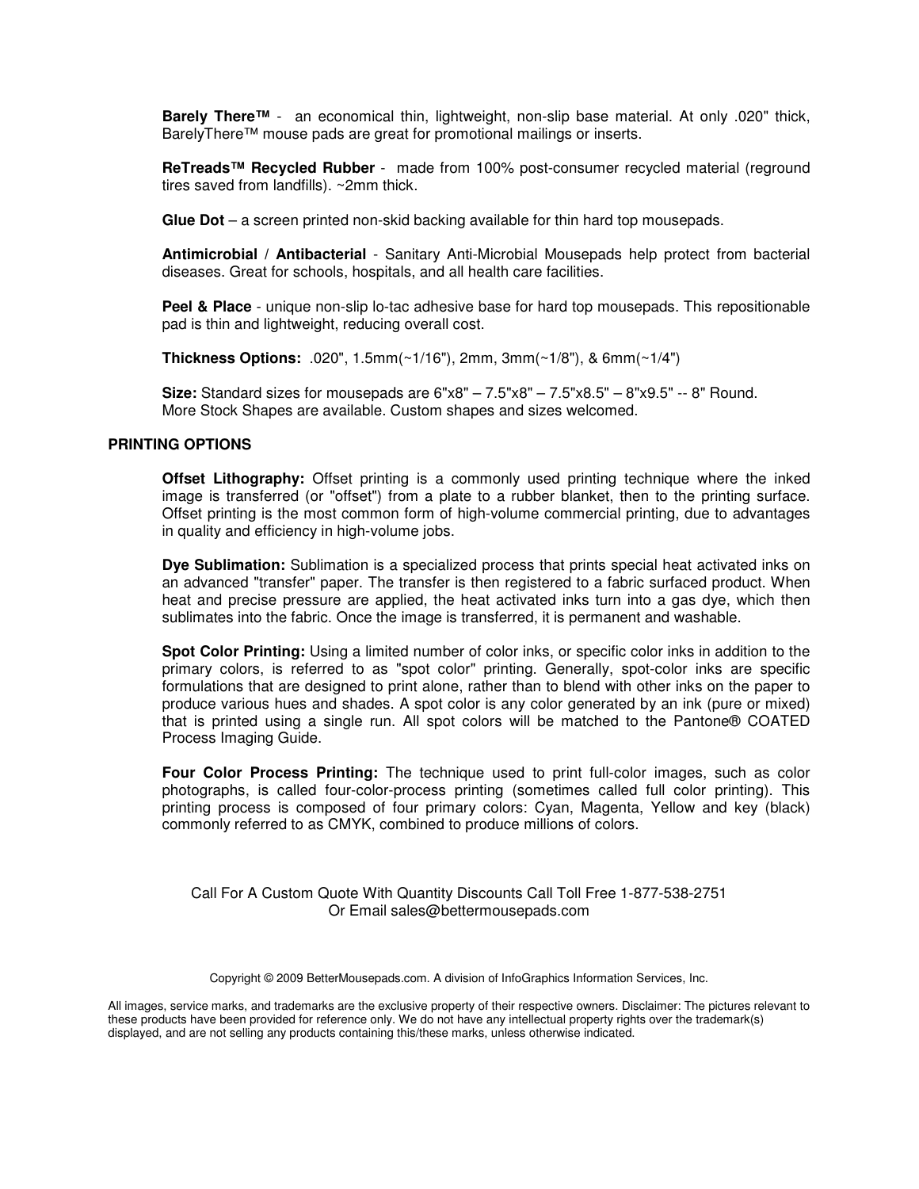**Barely There™** - an economical thin, lightweight, non-slip base material. At only .020" thick, BarelyThere™ mouse pads are great for promotional mailings or inserts.

**ReTreads™ Recycled Rubber** - made from 100% post-consumer recycled material (reground tires saved from landfills). ~2mm thick.

**Glue Dot** – a screen printed non-skid backing available for thin hard top mousepads.

**Antimicrobial / Antibacterial** - Sanitary Anti-Microbial Mousepads help protect from bacterial diseases. Great for schools, hospitals, and all health care facilities.

**Peel & Place** - unique non-slip lo-tac adhesive base for hard top mousepads. This repositionable pad is thin and lightweight, reducing overall cost.

**Thickness Options:** .020", 1.5mm(~1/16"), 2mm, 3mm(~1/8"), & 6mm(~1/4")

**Size:** Standard sizes for mousepads are 6"x8" – 7.5"x8" – 7.5"x8.5" – 8"x9.5" -- 8" Round.
More Stock Shapes are available. Custom shapes and sizes welcomed.

## PRINTING OPTIONS

**Offset Lithography:** Offset printing is a commonly used printing technique where the inked image is transferred (or "offset") from a plate to a rubber blanket, then to the printing surface. Offset printing is the most common form of high-volume commercial printing, due to advantages in quality and efficiency in high-volume jobs.

**Dye Sublimation:** Sublimation is a specialized process that prints special heat activated inks on an advanced "transfer" paper. The transfer is then registered to a fabric surfaced product. When heat and precise pressure are applied, the heat activated inks turn into a gas dye, which then sublimates into the fabric. Once the image is transferred, it is permanent and washable.

**Spot Color Printing:** Using a limited number of color inks, or specific color inks in addition to the primary colors, is referred to as "spot color" printing. Generally, spot-color inks are specific formulations that are designed to print alone, rather than to blend with other inks on the paper to produce various hues and shades. A spot color is any color generated by an ink (pure or mixed) that is printed using a single run. All spot colors will be matched to the Pantone® COATED Process Imaging Guide.

**Four Color Process Printing:** The technique used to print full-color images, such as color photographs, is called four-color-process printing (sometimes called full color printing). This printing process is composed of four primary colors: Cyan, Magenta, Yellow and key (black) commonly referred to as CMYK, combined to produce millions of colors.

Call For A Custom Quote With Quantity Discounts Call Toll Free 1-877-538-2751
Or Email sales@bettermousepads.com

Copyright © 2009 BetterMousepads.com. A division of InfoGraphics Information Services, Inc.

All images, service marks, and trademarks are the exclusive property of their respective owners. Disclaimer: The pictures relevant to these products have been provided for reference only. We do not have any intellectual property rights over the trademark(s) displayed, and are not selling any products containing this/these marks, unless otherwise indicated.